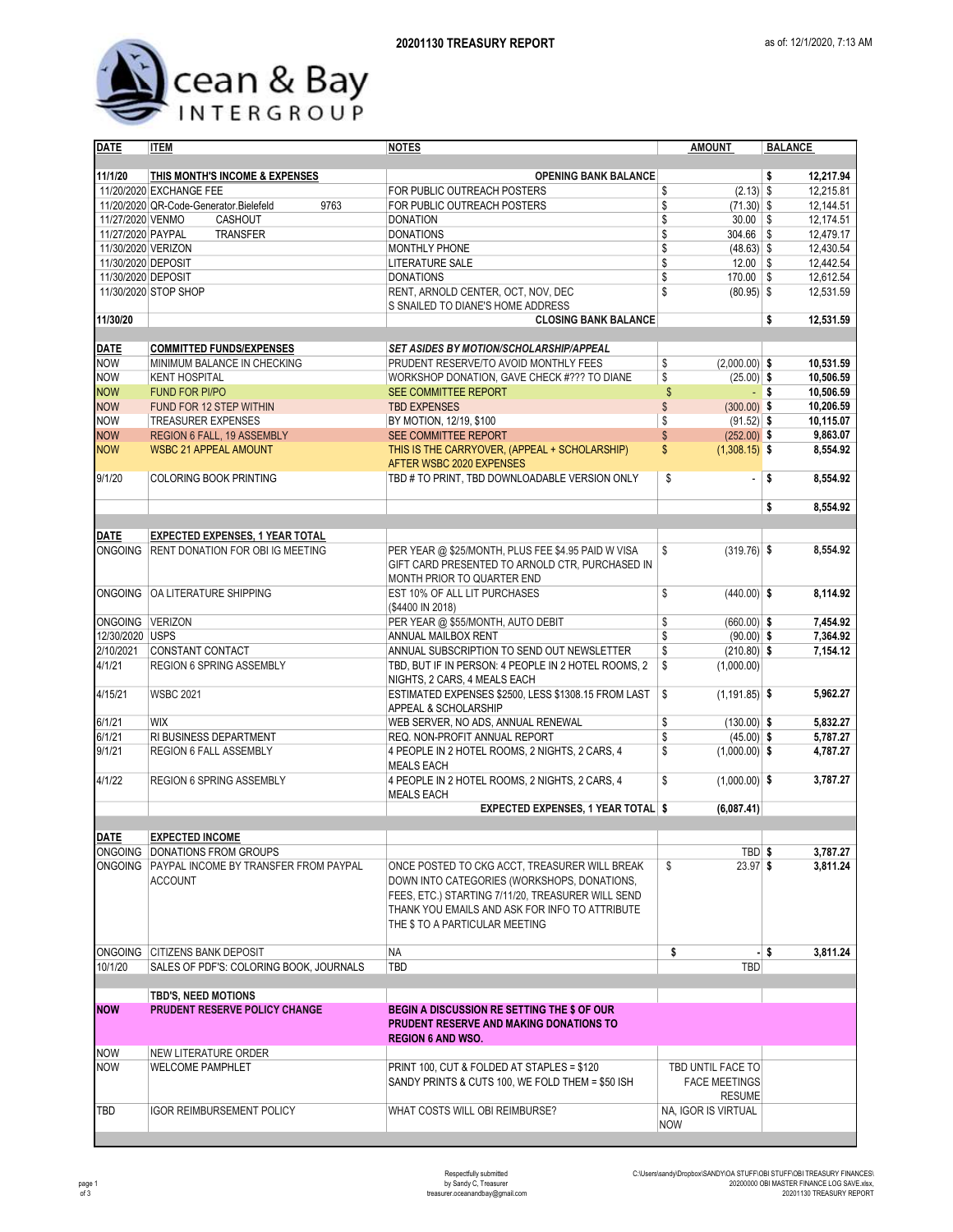# 20201130 TREASURY REPORT

as of: 12/1/2020, 7:13 AM

Ocean & Bay INTERGROUP

| DATE | ITEM | NOTES | AMOUNT | BALANCE |
|---|---|---|---|---|
| 11/1/20 | **THIS MONTH'S INCOME & EXPENSES** | **OPENING BANK BALANCE** | | **$ 12,217.94** |
| 11/20/2020 | EXCHANGE FEE | FOR PUBLIC OUTREACH POSTERS | $ (2.13) | $ 12,215.81 |
| 11/20/2020 | QR-Code-Generator.Bielefeld 9763 | FOR PUBLIC OUTREACH POSTERS | $ (71.30) | $ 12,144.51 |
| 11/27/2020 | VENMO CASHOUT | DONATION | $ 30.00 | $ 12,174.51 |
| 11/27/2020 | PAYPAL TRANSFER | DONATIONS | $ 304.66 | $ 12,479.17 |
| 11/30/2020 | VERIZON | MONTHLY PHONE | $ (48.63) | $ 12,430.54 |
| 11/30/2020 | DEPOSIT | LITERATURE SALE | $ 12.00 | $ 12,442.54 |
| 11/30/2020 | DEPOSIT | DONATIONS | $ 170.00 | $ 12,612.54 |
| 11/30/2020 | STOP SHOP | RENT, ARNOLD CENTER, OCT, NOV, DEC S SNAILED TO DIANE'S HOME ADDRESS | $ (80.95) | $ 12,531.59 |
| 11/30/20 | | **CLOSING BANK BALANCE** | | **$ 12,531.59** |
| **DATE** | **COMMITTED FUNDS/EXPENSES** | ***SET ASIDES BY MOTION/SCHOLARSHIP/APPEAL*** | | |
| NOW | MINIMUM BALANCE IN CHECKING | PRUDENT RESERVE/TO AVOID MONTHLY FEES | $ (2,000.00) | **$ 10,531.59** |
| NOW | KENT HOSPITAL | WORKSHOP DONATION, GAVE CHECK #??? TO DIANE | $ (25.00) | **$ 10,506.59** |
| NOW | FUND FOR PI/PO | SEE COMMITTEE REPORT | $ - | **$ 10,506.59** |
| NOW | FUND FOR 12 STEP WITHIN | TBD EXPENSES | $ (300.00) | **$ 10,206.59** |
| NOW | TREASURER EXPENSES | BY MOTION, 12/19, $100 | $ (91.52) | **$ 10,115.07** |
| NOW | REGION 6 FALL, 19 ASSEMBLY | SEE COMMITTEE REPORT | $ (252.00) | **$ 9,863.07** |
| NOW | WSBC 21 APPEAL AMOUNT | THIS IS THE CARRYOVER, (APPEAL + SCHOLARSHIP) AFTER WSBC 2020 EXPENSES | $ (1,308.15) | **$ 8,554.92** |
| 9/1/20 | COLORING BOOK PRINTING | TBD # TO PRINT, TBD DOWNLOADABLE VERSION ONLY | $ - | **$ 8,554.92** |
| | | | | **$ 8,554.92** |
| **DATE** | **EXPECTED EXPENSES, 1 YEAR TOTAL** | | | |
| ONGOING | RENT DONATION FOR OBI IG MEETING | PER YEAR @ $25/MONTH, PLUS FEE $4.95 PAID W VISA GIFT CARD PRESENTED TO ARNOLD CTR, PURCHASED IN MONTH PRIOR TO QUARTER END | $ (319.76) | **$ 8,554.92** |
| ONGOING | OA LITERATURE SHIPPING | EST 10% OF ALL LIT PURCHASES ($4400 IN 2018) | $ (440.00) | **$ 8,114.92** |
| ONGOING | VERIZON | PER YEAR @ $55/MONTH, AUTO DEBIT | $ (660.00) | **$ 7,454.92** |
| 12/30/2020 | USPS | ANNUAL MAILBOX RENT | $ (90.00) | **$ 7,364.92** |
| 2/10/2021 | CONSTANT CONTACT | ANNUAL SUBSCRIPTION TO SEND OUT NEWSLETTER | $ (210.80) | **$ 7,154.12** |
| 4/1/21 | REGION 6 SPRING ASSEMBLY | TBD, BUT IF IN PERSON: 4 PEOPLE IN 2 HOTEL ROOMS, 2 NIGHTS, 2 CARS, 4 MEALS EACH | $ (1,000.00) | |
| 4/15/21 | WSBC 2021 | ESTIMATED EXPENSES $2500, LESS $1308.15 FROM LAST APPEAL & SCHOLARSHIP | $ (1,191.85) | **$ 5,962.27** |
| 6/1/21 | WIX | WEB SERVER, NO ADS, ANNUAL RENEWAL | $ (130.00) | **$ 5,832.27** |
| 6/1/21 | RI BUSINESS DEPARTMENT | REQ. NON-PROFIT ANNUAL REPORT | $ (45.00) | **$ 5,787.27** |
| 9/1/21 | REGION 6 FALL ASSEMBLY | 4 PEOPLE IN 2 HOTEL ROOMS, 2 NIGHTS, 2 CARS, 4 MEALS EACH | $ (1,000.00) | **$ 4,787.27** |
| 4/1/22 | REGION 6 SPRING ASSEMBLY | 4 PEOPLE IN 2 HOTEL ROOMS, 2 NIGHTS, 2 CARS, 4 MEALS EACH | $ (1,000.00) | **$ 3,787.27** |
| | | **EXPECTED EXPENSES, 1 YEAR TOTAL** | **$ (6,087.41)** | |
| **DATE** | **EXPECTED INCOME** | | | |
| ONGOING | DONATIONS FROM GROUPS | | TBD | **$ 3,787.27** |
| ONGOING | PAYPAL INCOME BY TRANSFER FROM PAYPAL ACCOUNT | ONCE POSTED TO CKG ACCT, TREASURER WILL BREAK DOWN INTO CATEGORIES (WORKSHOPS, DONATIONS, FEES, ETC.) STARTING 7/11/20, TREASURER WILL SEND THANK YOU EMAILS AND ASK FOR INFO TO ATTRIBUTE THE $ TO A PARTICULAR MEETING | $ 23.97 | **$ 3,811.24** |
| ONGOING | CITIZENS BANK DEPOSIT | NA | **$ -** | **$ 3,811.24** |
| 10/1/20 | SALES OF PDF'S: COLORING BOOK, JOURNALS | TBD | TBD | |
| | **TBD'S, NEED MOTIONS** | | | |
| **NOW** | **PRUDENT RESERVE POLICY CHANGE** | **BEGIN A DISCUSSION RE SETTING THE $ OF OUR PRUDENT RESERVE AND MAKING DONATIONS TO REGION 6 AND WSO.** | | |
| NOW | NEW LITERATURE ORDER | | | |
| NOW | WELCOME PAMPHLET | PRINT 100, CUT & FOLDED AT STAPLES = $120 SANDY PRINTS & CUTS 100, WE FOLD THEM = $50 ISH | TBD UNTIL FACE TO FACE MEETINGS RESUME | |
| TBD | IGOR REIMBURSEMENT POLICY | WHAT COSTS WILL OBI REIMBURSE? | NA, IGOR IS VIRTUAL NOW | |

Respectfully submitted
by Sandy C, Treasurer
treasurer.oceanandbay@gmail.com

C:\Users\sandy\Dropbox\SANDY\OA STUFF\OBI STUFF\OBI TREASURY FINANCES\20200000 OBI MASTER FINANCE LOG SAVE.xlsx, 20201130 TREASURY REPORT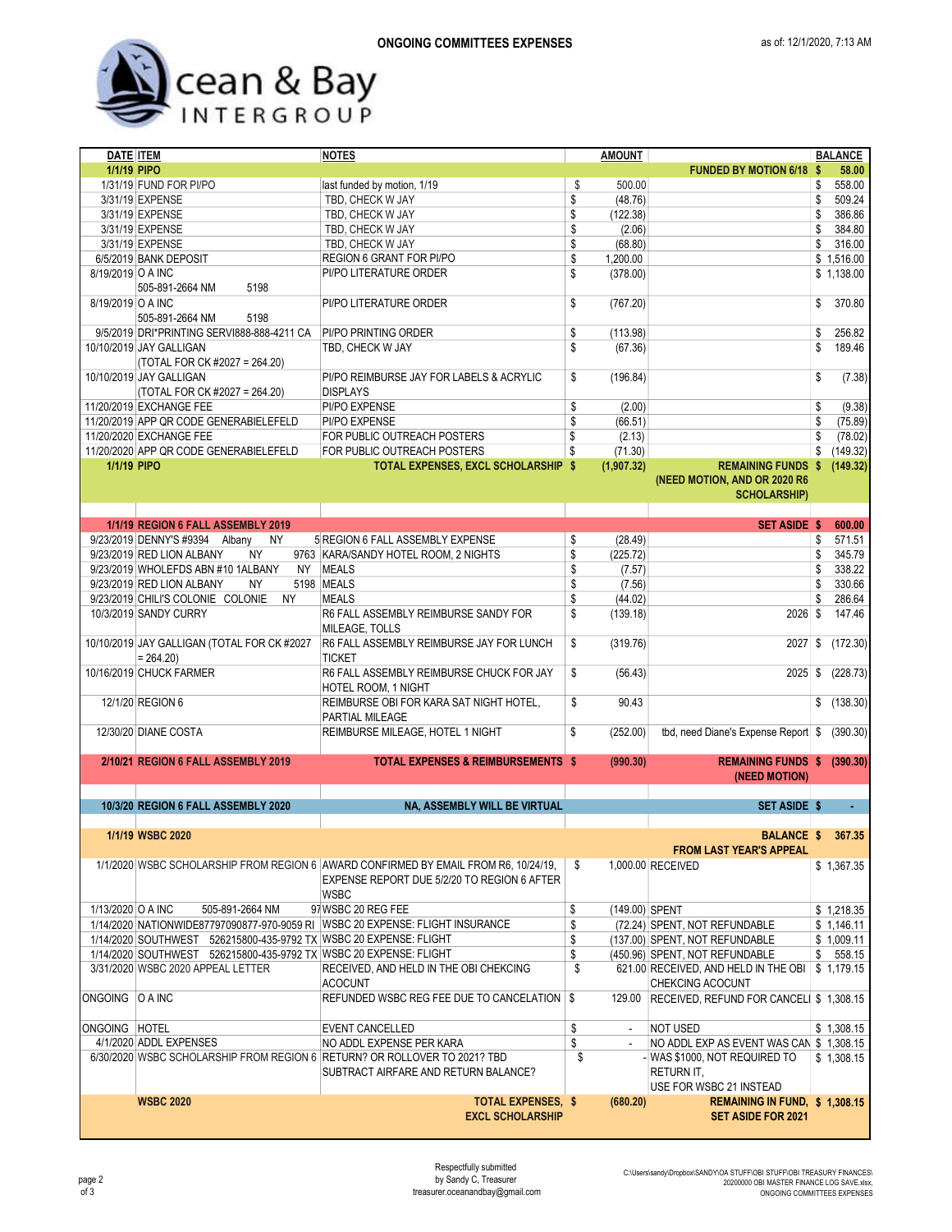# ONGOING COMMITTEES EXPENSES

as of: 12/1/2020, 7:13 AM

Ocean & Bay INTERGROUP

| DATE | ITEM | NOTES | AMOUNT | | BALANCE |
|---|---|---|---|---|---|
| **1/1/19** | **PIPO** | | | **FUNDED BY MOTION 6/18** | **$ 58.00** |
| 1/31/19 | FUND FOR PI/PO | last funded by motion, 1/19 | $ 500.00 | | $ 558.00 |
| 3/31/19 | EXPENSE | TBD, CHECK W JAY | $ (48.76) | | $ 509.24 |
| 3/31/19 | EXPENSE | TBD, CHECK W JAY | $ (122.38) | | $ 386.86 |
| 3/31/19 | EXPENSE | TBD, CHECK W JAY | $ (2.06) | | $ 384.80 |
| 3/31/19 | EXPENSE | TBD, CHECK W JAY | $ (68.80) | | $ 316.00 |
| 6/5/2019 | BANK DEPOSIT | REGION 6 GRANT FOR PI/PO | $ 1,200.00 | | $ 1,516.00 |
| 8/19/2019 | O A INC 505-891-2664 NM 5198 | PI/PO LITERATURE ORDER | $ (378.00) | | $ 1,138.00 |
| 8/19/2019 | O A INC 505-891-2664 NM 5198 | PI/PO LITERATURE ORDER | $ (767.20) | | $ 370.80 |
| 9/5/2019 | DRI*PRINTING SERVI888-888-4211 CA | PI/PO PRINTING ORDER | $ (113.98) | | $ 256.82 |
| 10/10/2019 | JAY GALLIGAN (TOTAL FOR CK #2027 = 264.20) | TBD, CHECK W JAY | $ (67.36) | | $ 189.46 |
| 10/10/2019 | JAY GALLIGAN (TOTAL FOR CK #2027 = 264.20) | PI/PO REIMBURSE JAY FOR LABELS & ACRYLIC DISPLAYS | $ (196.84) | | $ (7.38) |
| 11/20/2019 | EXCHANGE FEE | PI/PO EXPENSE | $ (2.00) | | $ (9.38) |
| 11/20/2019 | APP QR CODE GENERABIELEFELD | PI/PO EXPENSE | $ (66.51) | | $ (75.89) |
| 11/20/2020 | EXCHANGE FEE | FOR PUBLIC OUTREACH POSTERS | $ (2.13) | | $ (78.02) |
| 11/20/2020 | APP QR CODE GENERABIELEFELD | FOR PUBLIC OUTREACH POSTERS | $ (71.30) | | $ (149.32) |
| **1/1/19** | **PIPO** | **TOTAL EXPENSES, EXCL SCHOLARSHIP** | **$ (1,907.32)** | **REMAINING FUNDS (NEED MOTION, AND OR 2020 R6 SCHOLARSHIP)** | **$ (149.32)** |
| | | | | | |
| **1/1/19** | **REGION 6 FALL ASSEMBLY 2019** | | | **SET ASIDE** | **$ 600.00** |
| 9/23/2019 | DENNY'S #9394 Albany NY | 5 REGION 6 FALL ASSEMBLY EXPENSE | $ (28.49) | | $ 571.51 |
| 9/23/2019 | RED LION ALBANY NY | 9763 KARA/SANDY HOTEL ROOM, 2 NIGHTS | $ (225.72) | | $ 345.79 |
| 9/23/2019 | WHOLEFDS ABN #10 1ALBANY NY | MEALS | $ (7.57) | | $ 338.22 |
| 9/23/2019 | RED LION ALBANY NY | 5198 MEALS | $ (7.56) | | $ 330.66 |
| 9/23/2019 | CHILI'S COLONIE COLONIE NY | MEALS | $ (44.02) | | $ 286.64 |
| 10/3/2019 | SANDY CURRY | R6 FALL ASSEMBLY REIMBURSE SANDY FOR MILEAGE, TOLLS | $ (139.18) | 2026 | $ 147.46 |
| 10/10/2019 | JAY GALLIGAN (TOTAL FOR CK #2027 = 264.20) | R6 FALL ASSEMBLY REIMBURSE JAY FOR LUNCH TICKET | $ (319.76) | 2027 | $ (172.30) |
| 10/16/2019 | CHUCK FARMER | R6 FALL ASSEMBLY REIMBURSE CHUCK FOR JAY HOTEL ROOM, 1 NIGHT | $ (56.43) | 2025 | $ (228.73) |
| 12/1/20 | REGION 6 | REIMBURSE OBI FOR KARA SAT NIGHT HOTEL, PARTIAL MILEAGE | $ 90.43 | | $ (138.30) |
| 12/30/20 | DIANE COSTA | REIMBURSE MILEAGE, HOTEL 1 NIGHT | $ (252.00) | tbd, need Diane's Expense Report | $ (390.30) |
| **2/10/21** | **REGION 6 FALL ASSEMBLY 2019** | **TOTAL EXPENSES & REIMBURSEMENTS** | **$ (990.30)** | **REMAINING FUNDS (NEED MOTION)** | **$ (390.30)** |
| | | | | | |
| **10/3/20** | **REGION 6 FALL ASSEMBLY 2020** | **NA, ASSEMBLY WILL BE VIRTUAL** | | **SET ASIDE** | **$ -** |
| | | | | | |
| **1/1/19** | **WSBC 2020** | | | **BALANCE FROM LAST YEAR'S APPEAL** | **$ 367.35** |
| 1/1/2020 | WSBC SCHOLARSHIP FROM REGION 6 | AWARD CONFIRMED BY EMAIL FROM R6, 10/24/19, EXPENSE REPORT DUE 5/2/20 TO REGION 6 AFTER WSBC | $ 1,000.00 | RECEIVED | $ 1,367.35 |
| 1/13/2020 | O A INC 505-891-2664 NM | 97 WSBC 20 REG FEE | $ (149.00) | SPENT | $ 1,218.35 |
| 1/14/2020 | NATIONWIDE87797090877-970-9059 RI | WSBC 20 EXPENSE: FLIGHT INSURANCE | $ (72.24) | SPENT, NOT REFUNDABLE | $ 1,146.11 |
| 1/14/2020 | SOUTHWEST 526215800-435-9792 TX | WSBC 20 EXPENSE: FLIGHT | $ (137.00) | SPENT, NOT REFUNDABLE | $ 1,009.11 |
| 1/14/2020 | SOUTHWEST 526215800-435-9792 TX | WSBC 20 EXPENSE: FLIGHT | $ (450.96) | SPENT, NOT REFUNDABLE | $ 558.15 |
| 3/31/2020 | WSBC 2020 APPEAL LETTER | RECEIVED, AND HELD IN THE OBI CHECKING ACOUNT | $ 621.00 | RECEIVED, AND HELD IN THE OBI CHECKCING ACOUNT | $ 1,179.15 |
| ONGOING | O A INC | REFUNDED WSBC REG FEE DUE TO CANCELATION | $ 129.00 | RECEIVED, REFUND FOR CANCELI | $ 1,308.15 |
| ONGOING | HOTEL | EVENT CANCELLED | $ - | NOT USED | $ 1,308.15 |
| 4/1/2020 | ADDL EXPENSES | NO ADDL EXPENSE PER KARA | $ - | NO ADDL EXP AS EVENT WAS CAN | $ 1,308.15 |
| 6/30/2020 | WSBC SCHOLARSHIP FROM REGION 6 | RETURN? OR ROLLOVER TO 2021? TBD SUBTRACT AIRFARE AND RETURN BALANCE? | $ - | WAS $1000, NOT REQUIRED TO RETURN IT, USE FOR WSBC 21 INSTEAD | $ 1,308.15 |
| | **WSBC 2020** | **TOTAL EXPENSES, EXCL SCHOLARSHIP** | **$ (680.20)** | **REMAINING IN FUND, SET ASIDE FOR 2021** | **$ 1,308.15** |

Respectfully submitted
by Sandy C, Treasurer
treasurer.oceanandbay@gmail.com

C:\Users\sandy\Dropbox\SANDY\OA STUFF\OBI STUFF\OBI TREASURY FINANCES\20200000 OBI MASTER FINANCE LOG SAVE.xlsx, ONGOING COMMITTEES EXPENSES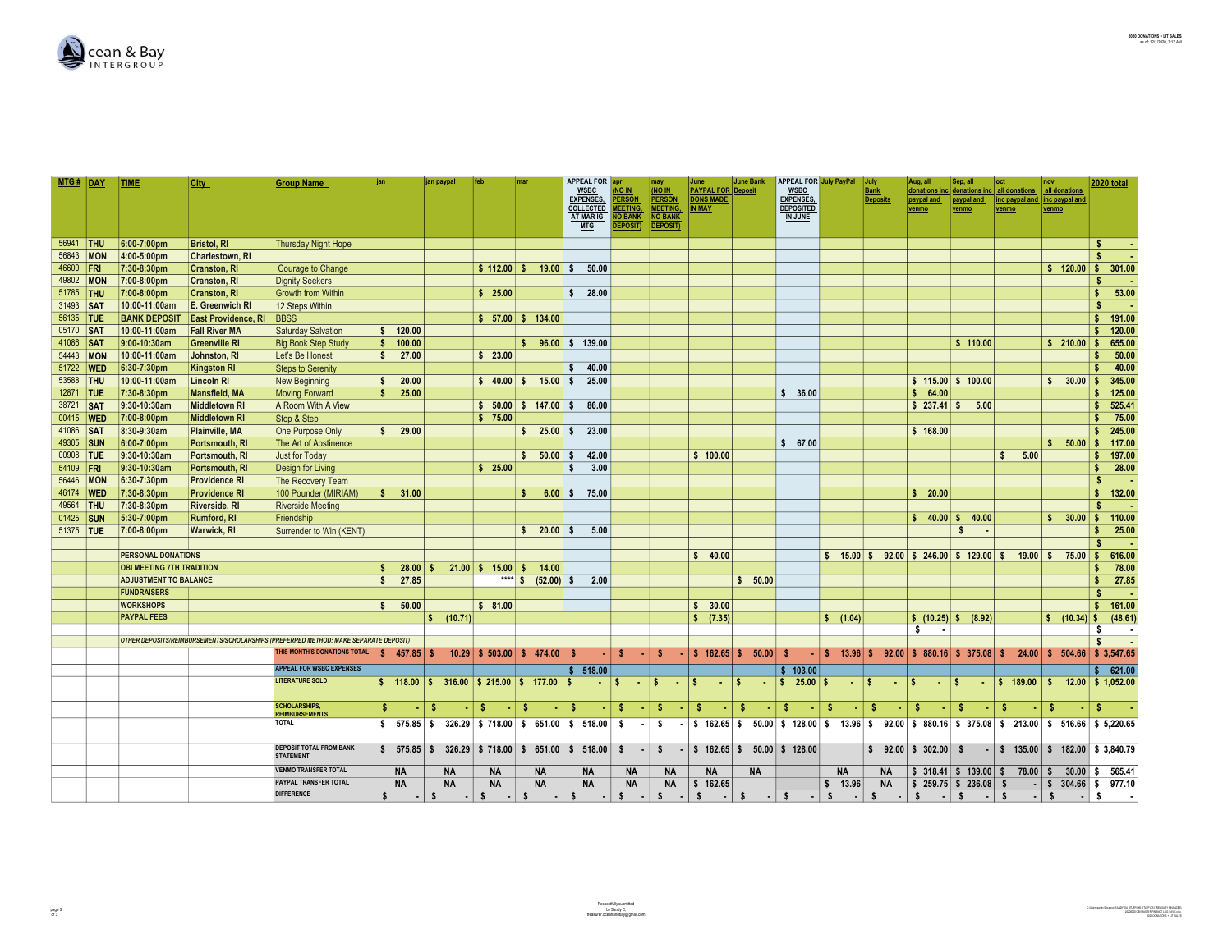Ocean & Bay INTERGROUP

2020 DONATIONS + LIT SALES
as of 12/1/2020, 7:13 AM

| MTG # | DAY | TIME | City | Group Name | jan | jan paypal | feb | mar | APPEAL FOR WSBC EXPENSES, COLLECTED AT MAR IG MTG | apr (NO IN PERSON MEETING, NO BANK DEPOSIT) | may (NO IN PERSON MEETING, NO BANK DEPOSIT) | June PAYPAL FOR DONS MADE IN MAY | June Bank Deposit | APPEAL FOR WSBC EXPENSES, DEPOSITED IN JUNE | July PayPal | July Bank Deposits | Aug, all donations inc paypal and venmo | Sep, all donations inc paypal and venmo | oct all donations inc paypal and venmo | nov all donations inc paypal and venmo | 2020 total |
|---|---|---|---|---|---|---|---|---|---|---|---|---|---|---|---|---|---|---|---|---|---|
| 56941 | THU | 6:00-7:00pm | Bristol, RI | Thursday Night Hope | | | | | | | | | | | | | | | | | $ - |
| 56843 | MON | 4:00-5:00pm | Charlestown, RI | | | | | | | | | | | | | | | | | | $ - |
| 46600 | FRI | 7:30-8:30pm | Cranston, RI | Courage to Change | | | $ 112.00 | $ 19.00 | $ 50.00 | | | | | | | | | | | $ 120.00 | $ 301.00 |
| 49802 | MON | 7:00-8:00pm | Cranston, RI | Dignity Seekers | | | | | | | | | | | | | | | | | $ - |
| 51785 | THU | 7:00-8:00pm | Cranston, RI | Growth from Within | | | $ 25.00 | | $ 28.00 | | | | | | | | | | | | $ 53.00 |
| 31493 | SAT | 10:00-11:00am | Cranston RI | 12 Steps Within | | | | | | | | | | | | | | | | | $ - |
| 56135 | TUE | BANK DEPOSIT | East Providence, RI | BBSS | | | $ 57.00 | $ 134.00 | | | | | | | | | | | | | $ 191.00 |
| 05170 | SAT | 10:00-11:00am | Fall River MA | Saturday Salvation | $ 120.00 | | | | | | | | | | | | | | | | $ 120.00 |
| 41086 | SAT | 9:00-10:30am | Greenville RI | Big Book Step Study | $ 100.00 | | | $ 96.00 | $ 139.00 | | | | | | | | | $ 110.00 | | $ 210.00 | $ 655.00 |
| 54443 | MON | 10:00-11:00am | Johnston, RI | Let's Be Honest | $ 27.00 | | $ 23.00 | | | | | | | | | | | | | | $ 50.00 |
| 51722 | WED | 6:30-7:30pm | Kingston RI | Steps to Serenity | | | | | $ 40.00 | | | | | | | | | | | | $ 40.00 |
| 53588 | THU | 10:00-11:00am | Lincoln RI | New Beginning | $ 20.00 | | $ 40.00 | $ 15.00 | $ 25.00 | | | | | | | | $ 115.00 | $ 100.00 | | $ 30.00 | $ 345.00 |
| 12871 | TUE | 7:30-8:30pm | Mansfield, MA | Moving Forward | $ 25.00 | | | | | | | | | $ 36.00 | | | $ 64.00 | | | | $ 125.00 |
| 38721 | SAT | 9:30-10:30am | Middletown RI | A Room With A View | | | $ 50.00 | $ 147.00 | $ 86.00 | | | | | | | | $ 237.41 | $ 5.00 | | | $ 525.41 |
| 00415 | WED | 7:00-8:00pm | Middletown RI | Stop & Step | | | $ 75.00 | | | | | | | | | | | | | | $ 75.00 |
| 41086 | SAT | 8:30-9:30am | Plainville, MA | One Purpose Only | $ 29.00 | | | $ 25.00 | $ 23.00 | | | | | | | | $ 168.00 | | | | $ 245.00 |
| 49305 | SUN | 6:00-7:00pm | Portsmouth, RI | The Art of Abstinence | | | | | | | | | | $ 67.00 | | | | | | $ 50.00 | $ 117.00 |
| 00908 | TUE | 9:30-10:30am | Portsmouth, RI | Just for Today | | | | $ 50.00 | $ 42.00 | | | $ 100.00 | | | | | | | $ 5.00 | | $ 197.00 |
| 54109 | FRI | 9:30-10:30am | Portsmouth, RI | Design for Living | | | $ 25.00 | | $ 3.00 | | | | | | | | | | | | $ 28.00 |
| 56446 | MON | 6:30-7:30pm | Providence RI | The Recovery Team | | | | | | | | | | | | | | | | | $ - |
| 46174 | WED | 7:30-8:30pm | Providence RI | 100 Pounder (MIRIAM) | $ 31.00 | | | $ 6.00 | $ 75.00 | | | | | | | | $ 20.00 | | | | $ 132.00 |
| 49564 | THU | 7:30-8:30pm | Riverside, RI | Riverside Meeting | | | | | | | | | | | | | | | | | $ - |
| 01425 | SUN | 5:30-7:00pm | Rumford, RI | Friendship | | | | | | | | | | | | | $ 40.00 | $ 40.00 | | $ 30.00 | $ 110.00 |
| 51375 | TUE | 7:00-8:00pm | Warwick, RI | Surrender to Win (KENT) | | | | $ 20.00 | $ 5.00 | | | | | | | | | $ - | | | $ 25.00 |
| | | | | | | | | | | | | | | | | | | | | | $ - |
| | | PERSONAL DONATIONS | | | | | | | | | | $ 40.00 | | | $ 15.00 | $ 92.00 | $ 246.00 | $ 129.00 | $ 19.00 | $ 75.00 | $ 616.00 |
| | | OBI MEETING 7TH TRADITION | | | $ 28.00 | $ 21.00 | $ 15.00 | $ 14.00 | | | | | | | | | | | | | $ 78.00 |
| | | ADJUSTMENT TO BALANCE | | | $ 27.85 | | **** | $ (52.00) | $ 2.00 | | | | $ 50.00 | | | | | | | | $ 27.85 |
| | | FUNDRAISERS | | | | | | | | | | | | | | | | | | | $ - |
| | | WORKSHOPS | | | $ 50.00 | | $ 81.00 | | | | | $ 30.00 | | | | | | | | | $ 161.00 |
| | | PAYPAL FEES | | | | $ (10.71) | | | | | | $ (7.35) | | | $ (1.04) | | $ (10.25) | $ (8.92) | | $ (10.34) | $ (48.61) |
| | | | | | | | | | | | | | | | | | $ - | | | | $ - |
| | | OTHER DEPOSITS/REIMBURSEMENTS/SCHOLARSHIPS (PREFERRED METHOD: MAKE SEPARATE DEPOSIT) | | | | | | | | | | | | | | | | | | | $ - |
| | | | | THIS MONTH'S DONATIONS TOTAL | $ 457.85 | $ 10.29 | $ 503.00 | $ 474.00 | $ - | $ - | $ - | $ 162.65 | $ 50.00 | $ - | $ 13.96 | $ 92.00 | $ 880.16 | $ 375.08 | $ 24.00 | $ 504.66 | $ 3,547.65 |
| | | | | APPEAL FOR WSBC EXPENSES | | | | | $ 518.00 | | | | | $ 103.00 | | | | | | | $ 621.00 |
| | | | | LITERATURE SOLD | $ 118.00 | $ 316.00 | $ 215.00 | $ 177.00 | $ - | $ - | $ - | $ - | $ - | $ 25.00 | $ - | $ - | $ - | $ - | $ 189.00 | $ 12.00 | $ 1,052.00 |
| | | | | SCHOLARSHIPS, REIMBURSEMENTS | $ - | $ - | $ - | $ - | $ - | $ - | $ - | $ - | $ - | $ - | $ - | $ - | $ - | $ - | $ - | $ - | $ - |
| | | | | TOTAL | $ 575.85 | $ 326.29 | $ 718.00 | $ 651.00 | $ 518.00 | $ - | $ - | $ 162.65 | $ 50.00 | $ 128.00 | $ 13.96 | $ 92.00 | $ 880.16 | $ 375.08 | $ 213.00 | $ 516.66 | $ 5,220.65 |
| | | | | DEPOSIT TOTAL FROM BANK STATEMENT | $ 575.85 | $ 326.29 | $ 718.00 | $ 651.00 | $ 518.00 | $ - | $ - | $ 162.65 | $ 50.00 | $ 128.00 | | $ 92.00 | $ 302.00 | $ - | $ 135.00 | $ 182.00 | $ 3,840.79 |
| | | | | VENMO TRANSFER TOTAL | NA | NA | NA | NA | NA | NA | NA | NA | NA | | NA | NA | $ 318.41 | $ 139.00 | $ 78.00 | $ 30.00 | $ 565.41 |
| | | | | PAYPAL TRANSFER TOTAL | NA | NA | NA | NA | NA | NA | NA | $ 162.65 | | | $ 13.96 | NA | $ 259.75 | $ 236.08 | $ - | $ 304.66 | $ 977.10 |
| | | | | DIFFERENCE | $ - | $ - | $ - | $ - | $ - | $ - | $ - | $ - | $ - | $ - | $ - | $ - | $ - | $ - | $ - | $ - | $ - |

Respectfully submitted
by Sandy C,
treasurer.oceanandbay@gmail.com